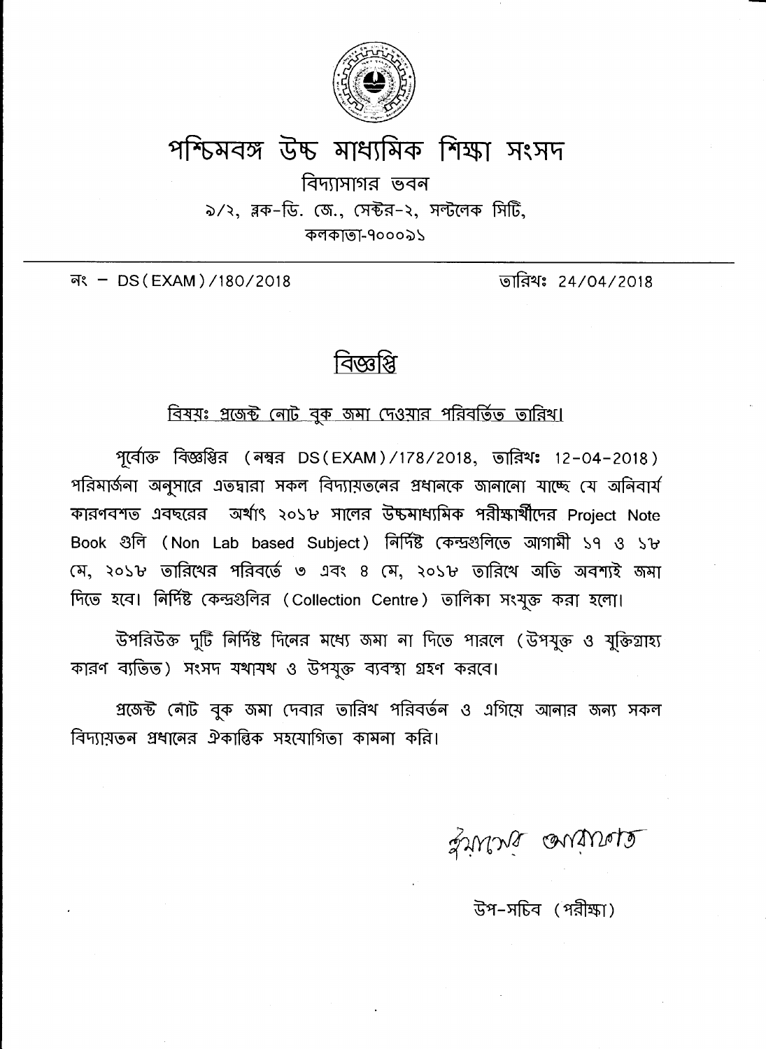# পশ্চিমবঙ্গ উচ্চ মাধ্যমিক শিক্ষা সংসদ

বিদ্যাসাগর ভবন

৯/২, ব্লক-ডি. জে., সেক্টর-২, সল্টলেক সিটি,

কলকাতা-৭০০০৯১

নং – DS(EXAM)/180/2018 তারিখঃ 24/04/2018

## বিজ্ঞপ্তি

বিষয়ঃ প্রজেক্ট নোট বুক জমা দেওয়ার পরিবর্তিত তারিখ।

পূর্বোক্ত বিজ্ঞপ্তির (নম্বর DS(EXAM)/178/2018, তারিখঃ 12-04-2018) পরিমার্জনা অনুসারে এতদ্বারা সকল বিদ্যায়তনের প্রধানকে জানানো যাচ্ছে যে অনিবার্য কারণবশত এবছরের অর্থাৎ ২০১৮ সালের উচ্চমাধ্যমিক পরীক্ষার্থীদের Project Note Book গুলি (Non Lab based Subject) নির্দিষ্ট কেন্দ্রগুলিতে আগামী ১৭ ও ১৮ মে, ২০১৮ তারিখের পরিবর্তে ৩ এবং ৪ মে, ২০১৮ তারিখে অতি অবশ্যই জমা দিতে হবে। নির্দিষ্ট কেন্দ্রগুলির (Collection Centre) তালিকা সংযুক্ত করা হলো।

উপরিউক্ত দুটি নির্দিষ্ট দিনের মধ্যে জমা না দিতে পারলে (উপযুক্ত ও যুক্তিগ্রাহ্য কারণ ব্যতিত) সংসদ যথাযথ ও উপযুক্ত ব্যবস্থা গ্রহণ করবে।

প্রজেক্ট নোট বুক জমা দেবার তারিখ পরিবর্তন ও এগিয়ে আনার জন্য সকল বিদ্যায়তন প্রধানের ঐকান্তিক সহযোগিতা কামনা করি।

উপ-সচিব (পরীক্ষা)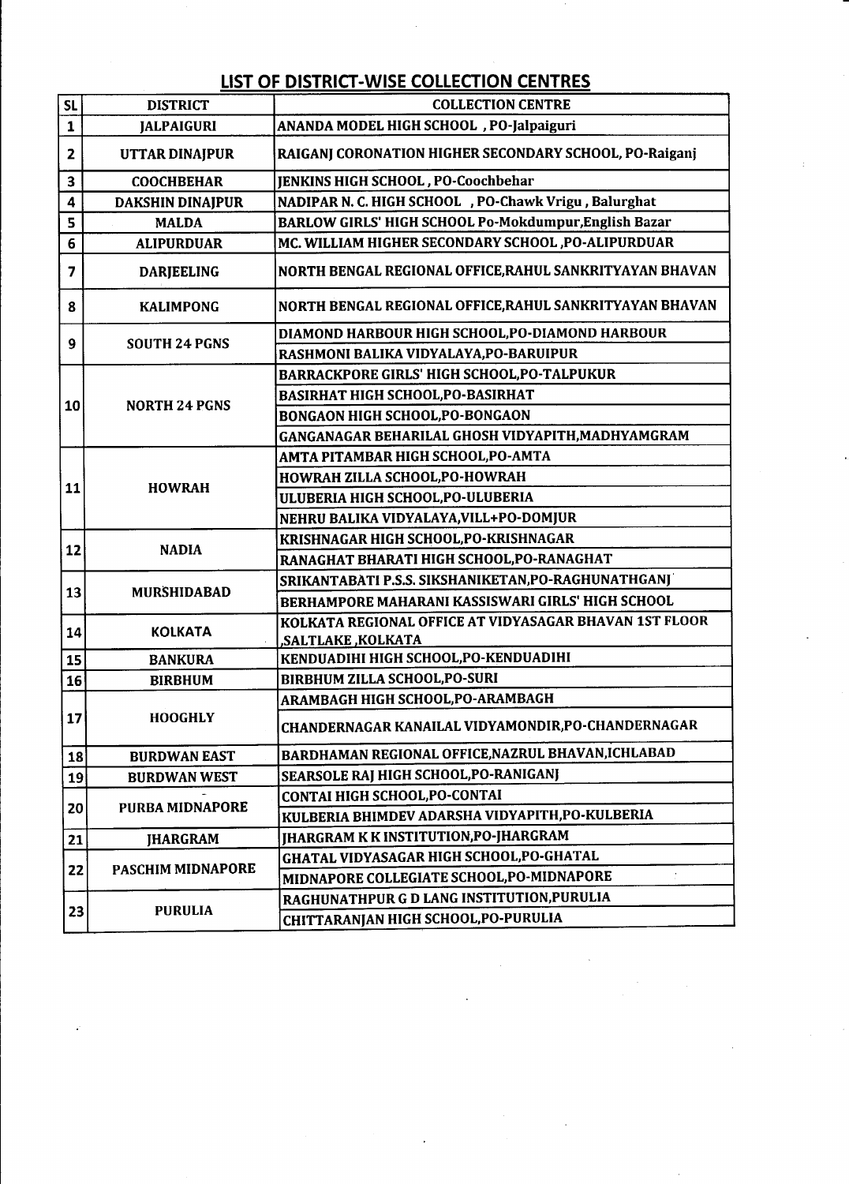## LIST OF DISTRICT-WISE COLLECTION CENTRES

| SL | DISTRICT | COLLECTION CENTRE |
|---|---|---|
| 1 | JALPAIGURI | ANANDA MODEL HIGH SCHOOL , PO-Jalpaiguri |
| 2 | UTTAR DINAJPUR | RAIGANJ CORONATION HIGHER SECONDARY SCHOOL, PO-Raiganj |
| 3 | COOCHBEHAR | JENKINS HIGH SCHOOL , PO-Coochbehar |
| 4 | DAKSHIN DINAJPUR | NADIPAR N. C. HIGH SCHOOL , PO-Chawk Vrigu , Balurghat |
| 5 | MALDA | BARLOW GIRLS' HIGH SCHOOL Po-Mokdumpur,English Bazar |
| 6 | ALIPURDUAR | MC. WILLIAM HIGHER SECONDARY SCHOOL ,PO-ALIPURDUAR |
| 7 | DARJEELING | NORTH BENGAL REGIONAL OFFICE,RAHUL SANKRITYAYAN BHAVAN |
| 8 | KALIMPONG | NORTH BENGAL REGIONAL OFFICE,RAHUL SANKRITYAYAN BHAVAN |
| 9 | SOUTH 24 PGNS | DIAMOND HARBOUR HIGH SCHOOL,PO-DIAMOND HARBOUR |
| | | RASHMONI BALIKA VIDYALAYA,PO-BARUIPUR |
| 10 | NORTH 24 PGNS | BARRACKPORE GIRLS' HIGH SCHOOL,PO-TALPUKUR |
| | | BASIRHAT HIGH SCHOOL,PO-BASIRHAT |
| | | BONGAON HIGH SCHOOL,PO-BONGAON |
| | | GANGANAGAR BEHARILAL GHOSH VIDYAPITH,MADHYAMGRAM |
| 11 | HOWRAH | AMTA PITAMBAR HIGH SCHOOL,PO-AMTA |
| | | HOWRAH ZILLA SCHOOL,PO-HOWRAH |
| | | ULUBERIA HIGH SCHOOL,PO-ULUBERIA |
| | | NEHRU BALIKA VIDYALAYA,VILL+PO-DOMJUR |
| 12 | NADIA | KRISHNAGAR HIGH SCHOOL,PO-KRISHNAGAR |
| | | RANAGHAT BHARATI HIGH SCHOOL,PO-RANAGHAT |
| 13 | MURSHIDABAD | SRIKANTABATI P.S.S. SIKSHANIKETAN,PO-RAGHUNATHGANJ |
| | | BERHAMPORE MAHARANI KASSISWARI GIRLS' HIGH SCHOOL |
| 14 | KOLKATA | KOLKATA REGIONAL OFFICE AT VIDYASAGAR BHAVAN 1ST FLOOR ,SALTLAKE ,KOLKATA |
| 15 | BANKURA | KENDUADIHI HIGH SCHOOL,PO-KENDUADIHI |
| 16 | BIRBHUM | BIRBHUM ZILLA SCHOOL,PO-SURI |
| 17 | HOOGHLY | ARAMBAGH HIGH SCHOOL,PO-ARAMBAGH |
| | | CHANDERNAGAR KANAILAL VIDYAMONDIR,PO-CHANDERNAGAR |
| 18 | BURDWAN EAST | BARDHAMAN REGIONAL OFFICE,NAZRUL BHAVAN,ICHLABAD |
| 19 | BURDWAN WEST | SEARSOLE RAJ HIGH SCHOOL,PO-RANIGANJ |
| 20 | PURBA MIDNAPORE | CONTAI HIGH SCHOOL,PO-CONTAI |
| | | KULBERIA BHIMDEV ADARSHA VIDYAPITH,PO-KULBERIA |
| 21 | JHARGRAM | JHARGRAM K K INSTITUTION,PO-JHARGRAM |
| 22 | PASCHIM MIDNAPORE | GHATAL VIDYASAGAR HIGH SCHOOL,PO-GHATAL |
| | | MIDNAPORE COLLEGIATE SCHOOL,PO-MIDNAPORE |
| 23 | PURULIA | RAGHUNATHPUR G D LANG INSTITUTION,PURULIA |
| | | CHITTARANJAN HIGH SCHOOL,PO-PURULIA |